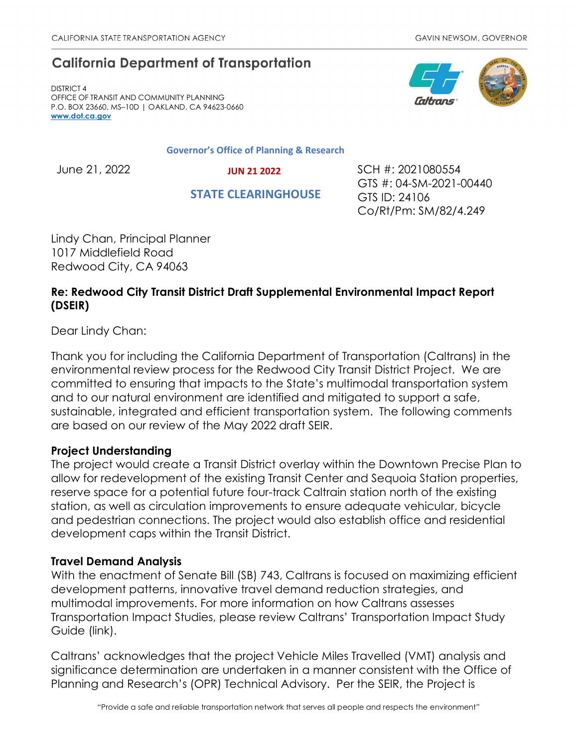CALIFORNIA STATE TRANSPORTATION AGENCY GAVIN NEWSOM, GOVERNOR

# California Department of Transportation

DISTRICT 4
OFFICE OF TRANSIT AND COMMUNITY PLANNING
P.O. BOX 23660, MS–10D | OAKLAND, CA 94623-0660
**www.dot.ca.gov**

Governor's Office of Planning & Research

JUN 21 2022

STATE CLEARINGHOUSE

June 21, 2022

SCH #: 2021080554
GTS #: 04-SM-2021-00440
GTS ID: 24106
Co/Rt/Pm: SM/82/4.249

Lindy Chan, Principal Planner
1017 Middlefield Road
Redwood City, CA 94063

**Re: Redwood City Transit District Draft Supplemental Environmental Impact Report (DSEIR)**

Dear Lindy Chan:

Thank you for including the California Department of Transportation (Caltrans) in the environmental review process for the Redwood City Transit District Project. We are committed to ensuring that impacts to the State's multimodal transportation system and to our natural environment are identified and mitigated to support a safe, sustainable, integrated and efficient transportation system. The following comments are based on our review of the May 2022 draft SEIR.

**Project Understanding**

The project would create a Transit District overlay within the Downtown Precise Plan to allow for redevelopment of the existing Transit Center and Sequoia Station properties, reserve space for a potential future four-track Caltrain station north of the existing station, as well as circulation improvements to ensure adequate vehicular, bicycle and pedestrian connections. The project would also establish office and residential development caps within the Transit District.

**Travel Demand Analysis**

With the enactment of Senate Bill (SB) 743, Caltrans is focused on maximizing efficient development patterns, innovative travel demand reduction strategies, and multimodal improvements. For more information on how Caltrans assesses Transportation Impact Studies, please review Caltrans' Transportation Impact Study Guide (link).

Caltrans' acknowledges that the project Vehicle Miles Travelled (VMT) analysis and significance determination are undertaken in a manner consistent with the Office of Planning and Research's (OPR) Technical Advisory. Per the SEIR, the Project is

"Provide a safe and reliable transportation network that serves all people and respects the environment"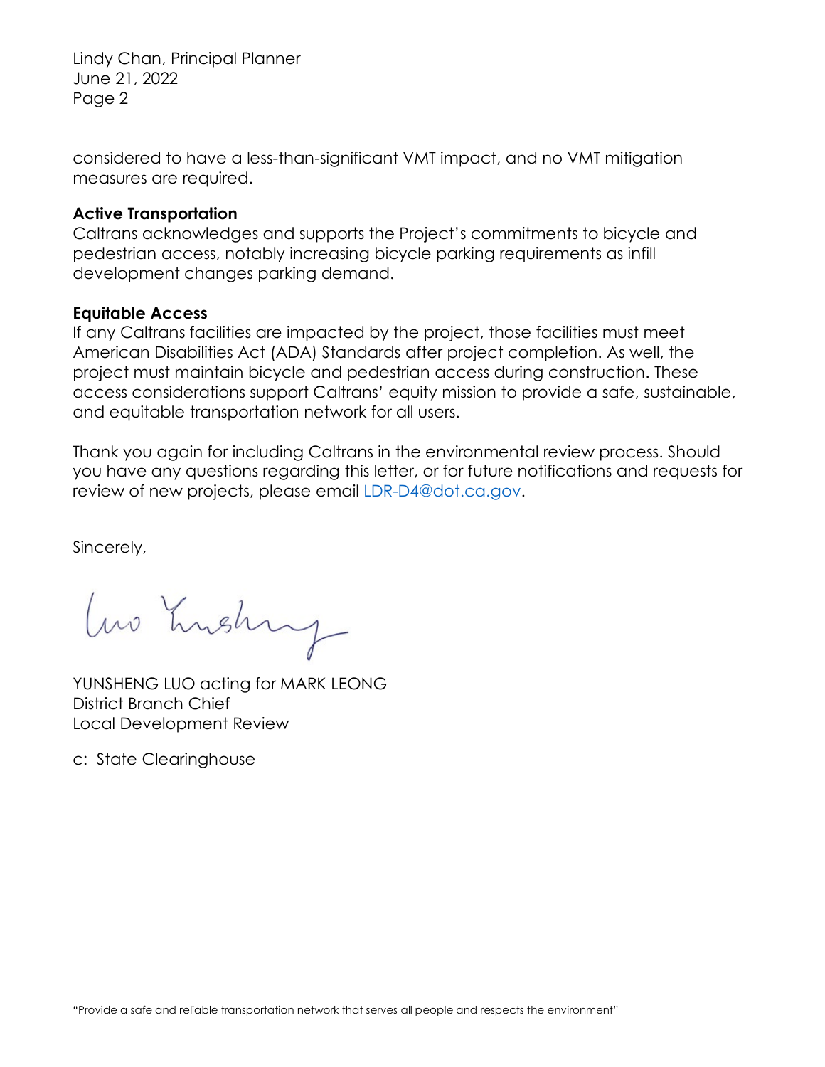considered to have a less-than-significant VMT impact, and no VMT mitigation measures are required.

**Active Transportation**

Caltrans acknowledges and supports the Project's commitments to bicycle and pedestrian access, notably increasing bicycle parking requirements as infill development changes parking demand.

**Equitable Access**

If any Caltrans facilities are impacted by the project, those facilities must meet American Disabilities Act (ADA) Standards after project completion. As well, the project must maintain bicycle and pedestrian access during construction. These access considerations support Caltrans' equity mission to provide a safe, sustainable, and equitable transportation network for all users.

Thank you again for including Caltrans in the environmental review process. Should you have any questions regarding this letter, or for future notifications and requests for review of new projects, please email LDR-D4@dot.ca.gov.

Sincerely,

YUNSHENG LUO acting for MARK LEONG
District Branch Chief
Local Development Review

c: State Clearinghouse